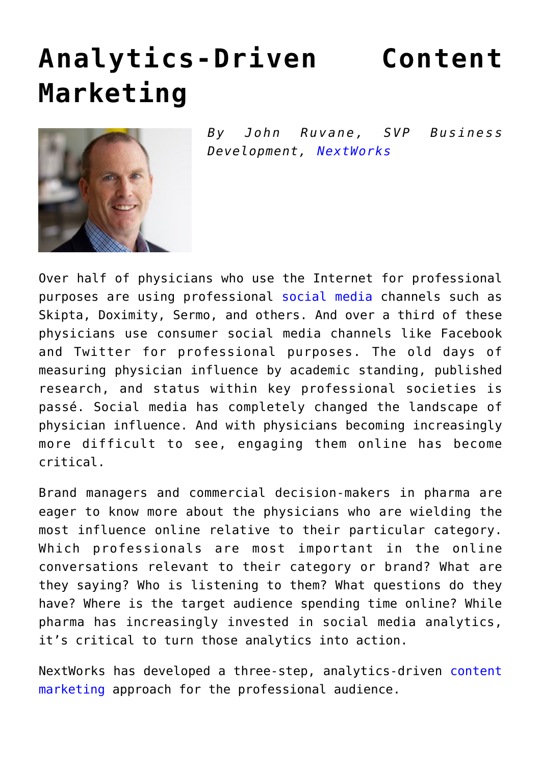# Analytics-Driven Content Marketing

*By John Ruvane, SVP Business Development, NextWorks*

Over half of physicians who use the Internet for professional purposes are using professional social media channels such as Skipta, Doximity, Sermo, and others. And over a third of these physicians use consumer social media channels like Facebook and Twitter for professional purposes. The old days of measuring physician influence by academic standing, published research, and status within key professional societies is passé. Social media has completely changed the landscape of physician influence. And with physicians becoming increasingly more difficult to see, engaging them online has become critical.

Brand managers and commercial decision-makers in pharma are eager to know more about the physicians who are wielding the most influence online relative to their particular category. Which professionals are most important in the online conversations relevant to their category or brand? What are they saying? Who is listening to them? What questions do they have? Where is the target audience spending time online? While pharma has increasingly invested in social media analytics, it's critical to turn those analytics into action.

NextWorks has developed a three-step, analytics-driven content marketing approach for the professional audience.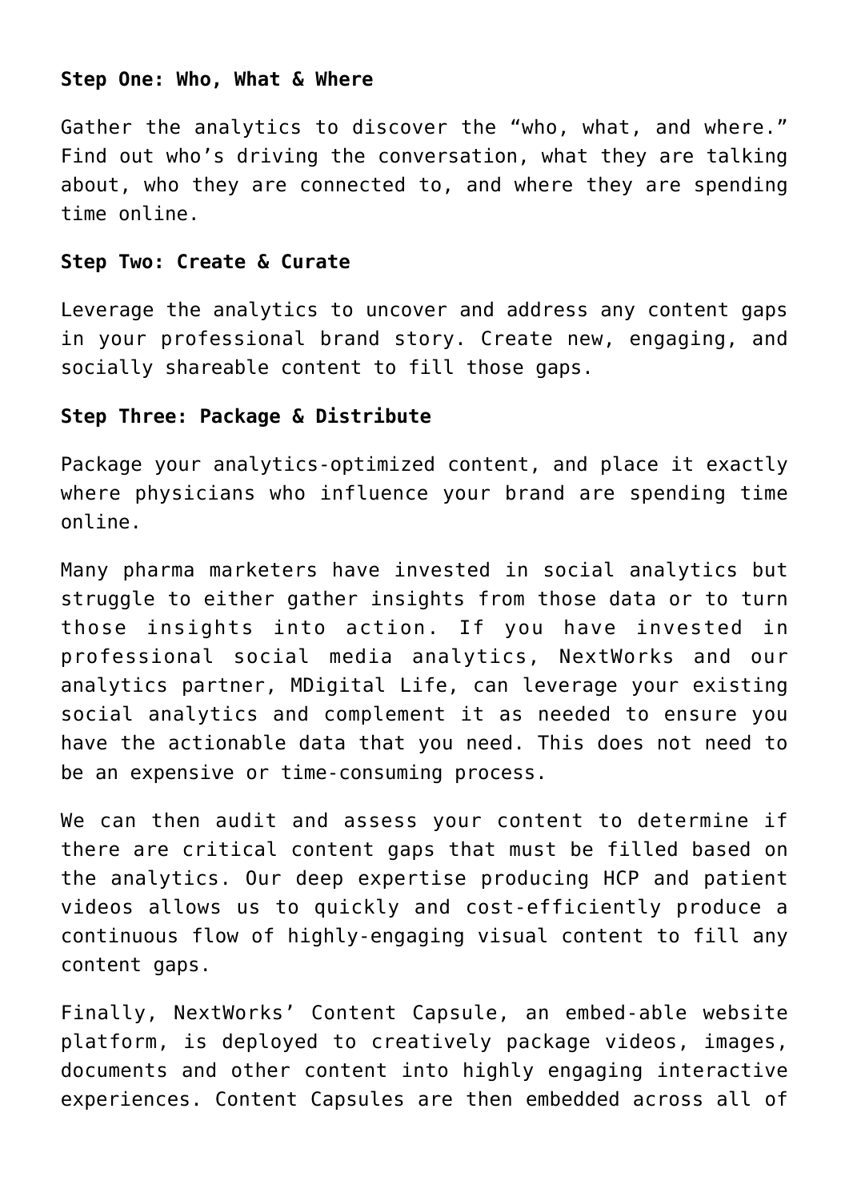**Step One: Who, What & Where**

Gather the analytics to discover the “who, what, and where.” Find out who’s driving the conversation, what they are talking about, who they are connected to, and where they are spending time online.

**Step Two: Create & Curate**

Leverage the analytics to uncover and address any content gaps in your professional brand story. Create new, engaging, and socially shareable content to fill those gaps.

**Step Three: Package & Distribute**

Package your analytics-optimized content, and place it exactly where physicians who influence your brand are spending time online.

Many pharma marketers have invested in social analytics but struggle to either gather insights from those data or to turn those insights into action. If you have invested in professional social media analytics, NextWorks and our analytics partner, MDigital Life, can leverage your existing social analytics and complement it as needed to ensure you have the actionable data that you need. This does not need to be an expensive or time-consuming process.

We can then audit and assess your content to determine if there are critical content gaps that must be filled based on the analytics. Our deep expertise producing HCP and patient videos allows us to quickly and cost-efficiently produce a continuous flow of highly-engaging visual content to fill any content gaps.

Finally, NextWorks’ Content Capsule, an embed-able website platform, is deployed to creatively package videos, images, documents and other content into highly engaging interactive experiences. Content Capsules are then embedded across all of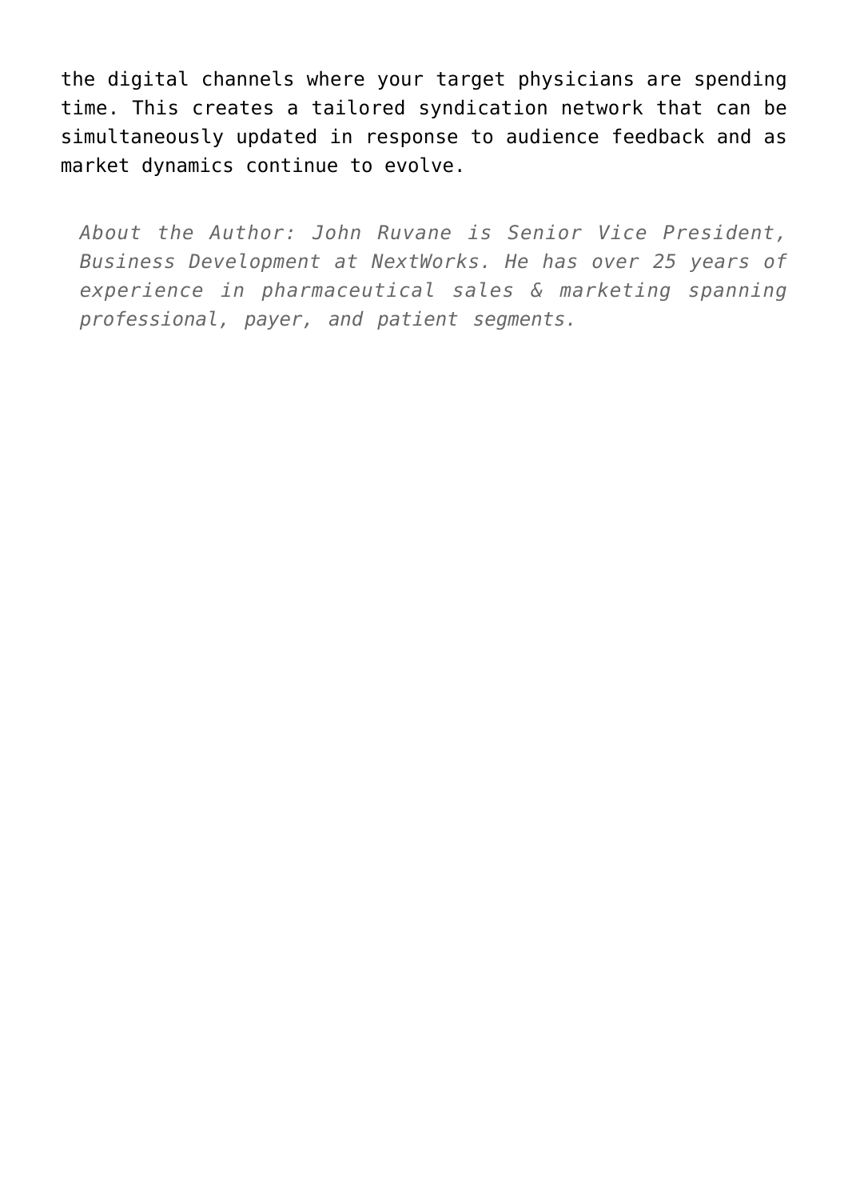the digital channels where your target physicians are spending time. This creates a tailored syndication network that can be simultaneously updated in response to audience feedback and as market dynamics continue to evolve.

*About the Author: John Ruvane is Senior Vice President, Business Development at NextWorks. He has over 25 years of experience in pharmaceutical sales & marketing spanning professional, payer, and patient segments.*